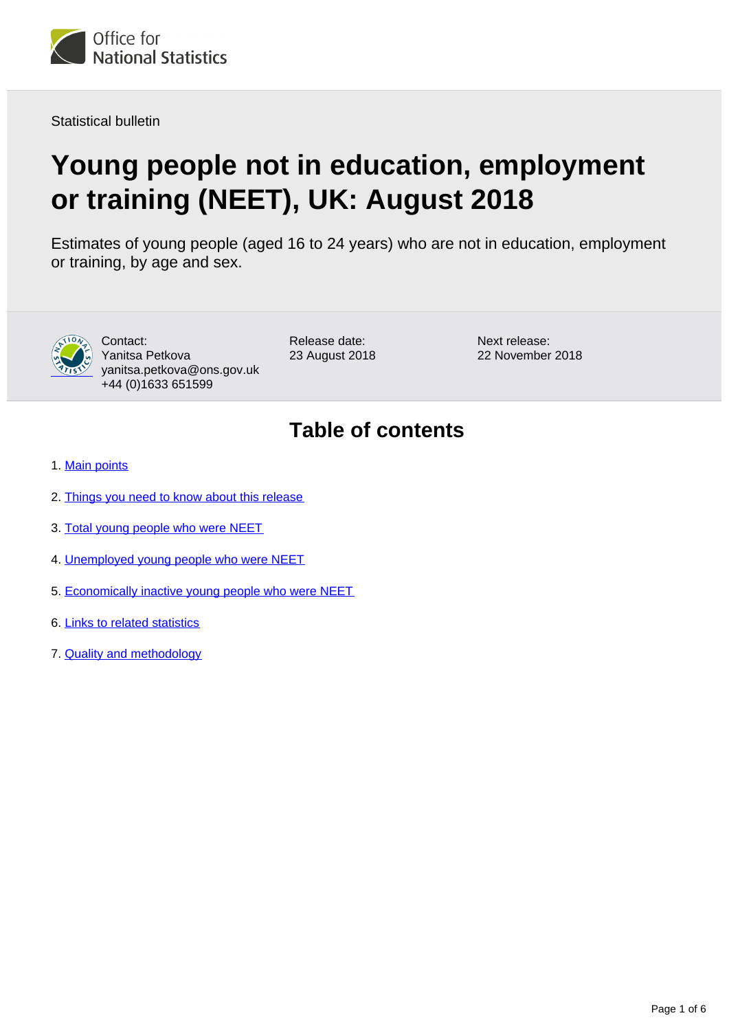Statistical bulletin

# Young people not in education, employment or training (NEET), UK: August 2018

Estimates of young people (aged 16 to 24 years) who are not in education, employment or training, by age and sex.

Contact:
Yanitsa Petkova
yanitsa.petkova@ons.gov.uk
+44 (0)1633 651599

Release date:
23 August 2018

Next release:
22 November 2018

## Table of contents

1. Main points
2. Things you need to know about this release
3. Total young people who were NEET
4. Unemployed young people who were NEET
5. Economically inactive young people who were NEET
6. Links to related statistics
7. Quality and methodology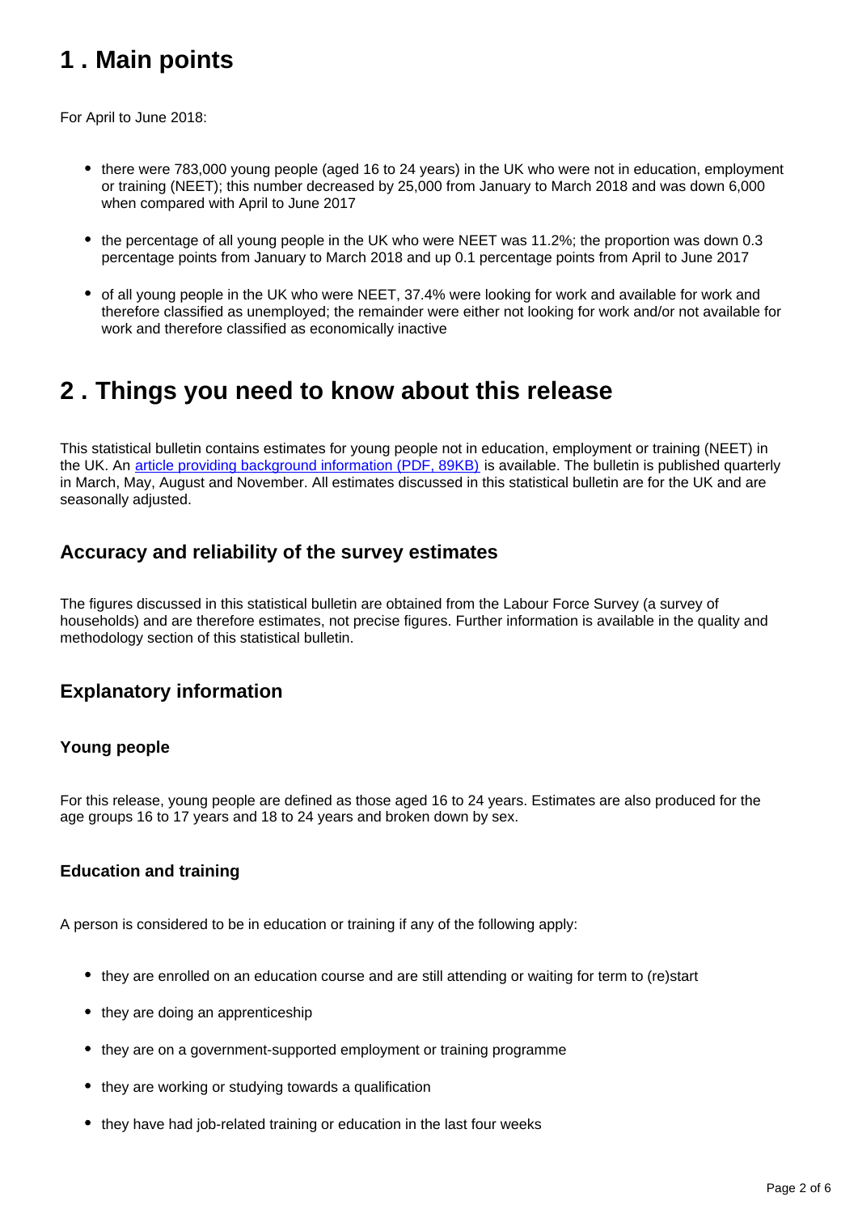## 1 . Main points

For April to June 2018:

- there were 783,000 young people (aged 16 to 24 years) in the UK who were not in education, employment or training (NEET); this number decreased by 25,000 from January to March 2018 and was down 6,000 when compared with April to June 2017
- the percentage of all young people in the UK who were NEET was 11.2%; the proportion was down 0.3 percentage points from January to March 2018 and up 0.1 percentage points from April to June 2017
- of all young people in the UK who were NEET, 37.4% were looking for work and available for work and therefore classified as unemployed; the remainder were either not looking for work and/or not available for work and therefore classified as economically inactive

## 2 . Things you need to know about this release

This statistical bulletin contains estimates for young people not in education, employment or training (NEET) in the UK. An [article providing background information (PDF, 89KB)] is available. The bulletin is published quarterly in March, May, August and November. All estimates discussed in this statistical bulletin are for the UK and are seasonally adjusted.

### Accuracy and reliability of the survey estimates

The figures discussed in this statistical bulletin are obtained from the Labour Force Survey (a survey of households) and are therefore estimates, not precise figures. Further information is available in the quality and methodology section of this statistical bulletin.

### Explanatory information

#### Young people

For this release, young people are defined as those aged 16 to 24 years. Estimates are also produced for the age groups 16 to 17 years and 18 to 24 years and broken down by sex.

#### Education and training

A person is considered to be in education or training if any of the following apply:

- they are enrolled on an education course and are still attending or waiting for term to (re)start
- they are doing an apprenticeship
- they are on a government-supported employment or training programme
- they are working or studying towards a qualification
- they have had job-related training or education in the last four weeks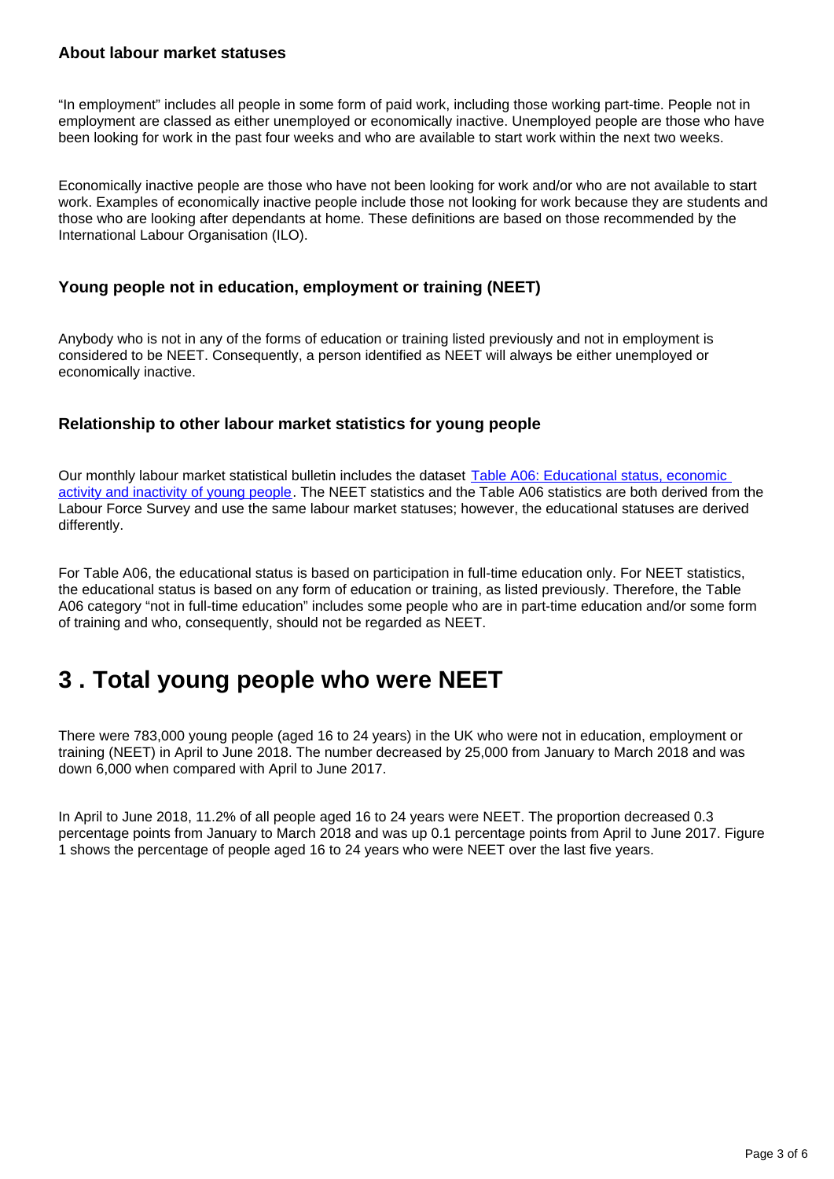### About labour market statuses

"In employment" includes all people in some form of paid work, including those working part-time. People not in employment are classed as either unemployed or economically inactive. Unemployed people are those who have been looking for work in the past four weeks and who are available to start work within the next two weeks.

Economically inactive people are those who have not been looking for work and/or who are not available to start work. Examples of economically inactive people include those not looking for work because they are students and those who are looking after dependants at home. These definitions are based on those recommended by the International Labour Organisation (ILO).

### Young people not in education, employment or training (NEET)

Anybody who is not in any of the forms of education or training listed previously and not in employment is considered to be NEET. Consequently, a person identified as NEET will always be either unemployed or economically inactive.

### Relationship to other labour market statistics for young people

Our monthly labour market statistical bulletin includes the dataset Table A06: Educational status, economic activity and inactivity of young people. The NEET statistics and the Table A06 statistics are both derived from the Labour Force Survey and use the same labour market statuses; however, the educational statuses are derived differently.

For Table A06, the educational status is based on participation in full-time education only. For NEET statistics, the educational status is based on any form of education or training, as listed previously. Therefore, the Table A06 category "not in full-time education" includes some people who are in part-time education and/or some form of training and who, consequently, should not be regarded as NEET.

## 3 . Total young people who were NEET

There were 783,000 young people (aged 16 to 24 years) in the UK who were not in education, employment or training (NEET) in April to June 2018. The number decreased by 25,000 from January to March 2018 and was down 6,000 when compared with April to June 2017.

In April to June 2018, 11.2% of all people aged 16 to 24 years were NEET. The proportion decreased 0.3 percentage points from January to March 2018 and was up 0.1 percentage points from April to June 2017. Figure 1 shows the percentage of people aged 16 to 24 years who were NEET over the last five years.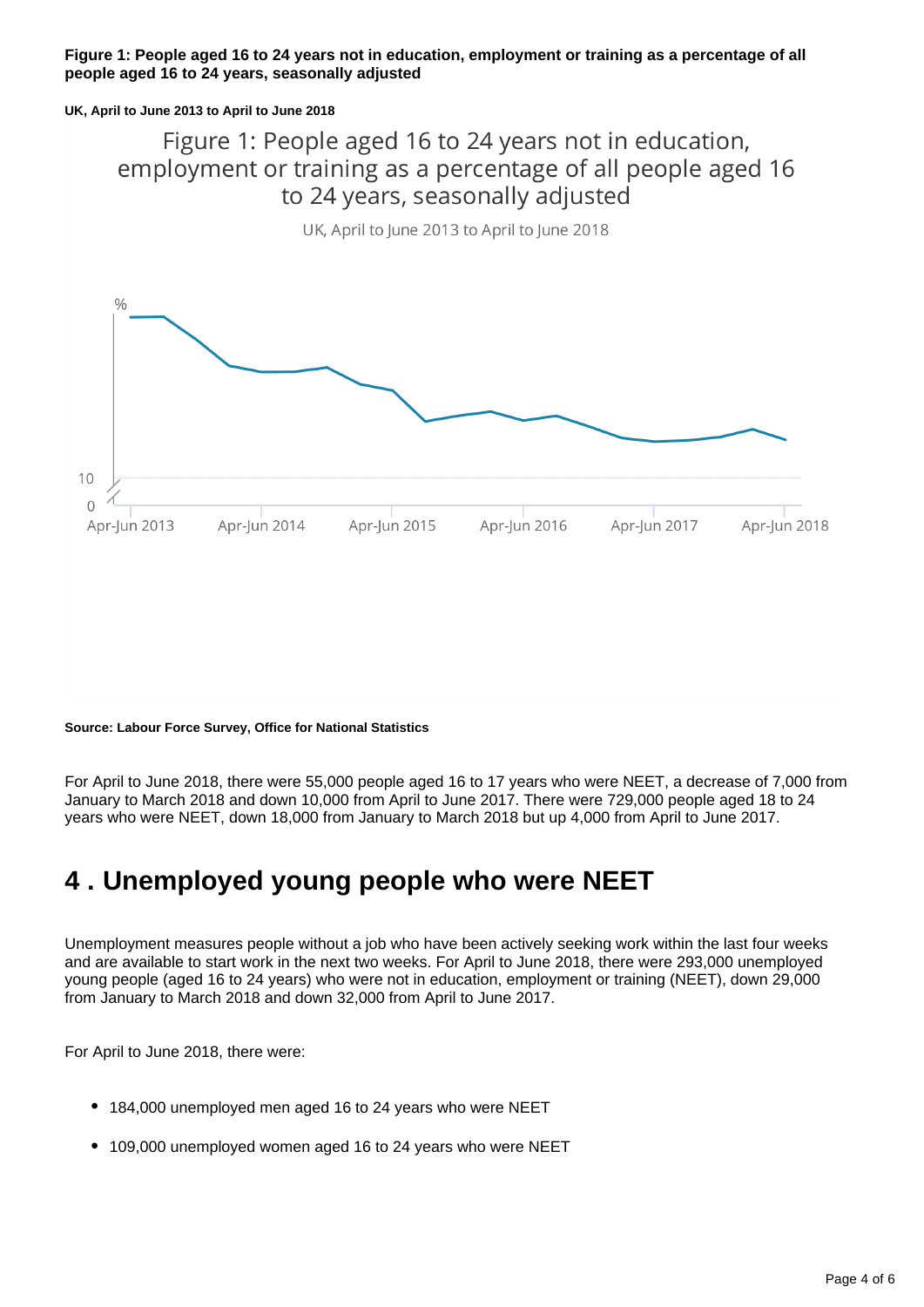**Figure 1: People aged 16 to 24 years not in education, employment or training as a percentage of all people aged 16 to 24 years, seasonally adjusted**

**UK, April to June 2013 to April to June 2018**

**Source: Labour Force Survey, Office for National Statistics**

For April to June 2018, there were 55,000 people aged 16 to 17 years who were NEET, a decrease of 7,000 from January to March 2018 and down 10,000 from April to June 2017. There were 729,000 people aged 18 to 24 years who were NEET, down 18,000 from January to March 2018 but up 4,000 from April to June 2017.

## 4 . Unemployed young people who were NEET

Unemployment measures people without a job who have been actively seeking work within the last four weeks and are available to start work in the next two weeks. For April to June 2018, there were 293,000 unemployed young people (aged 16 to 24 years) who were not in education, employment or training (NEET), down 29,000 from January to March 2018 and down 32,000 from April to June 2017.

For April to June 2018, there were:

- 184,000 unemployed men aged 16 to 24 years who were NEET
- 109,000 unemployed women aged 16 to 24 years who were NEET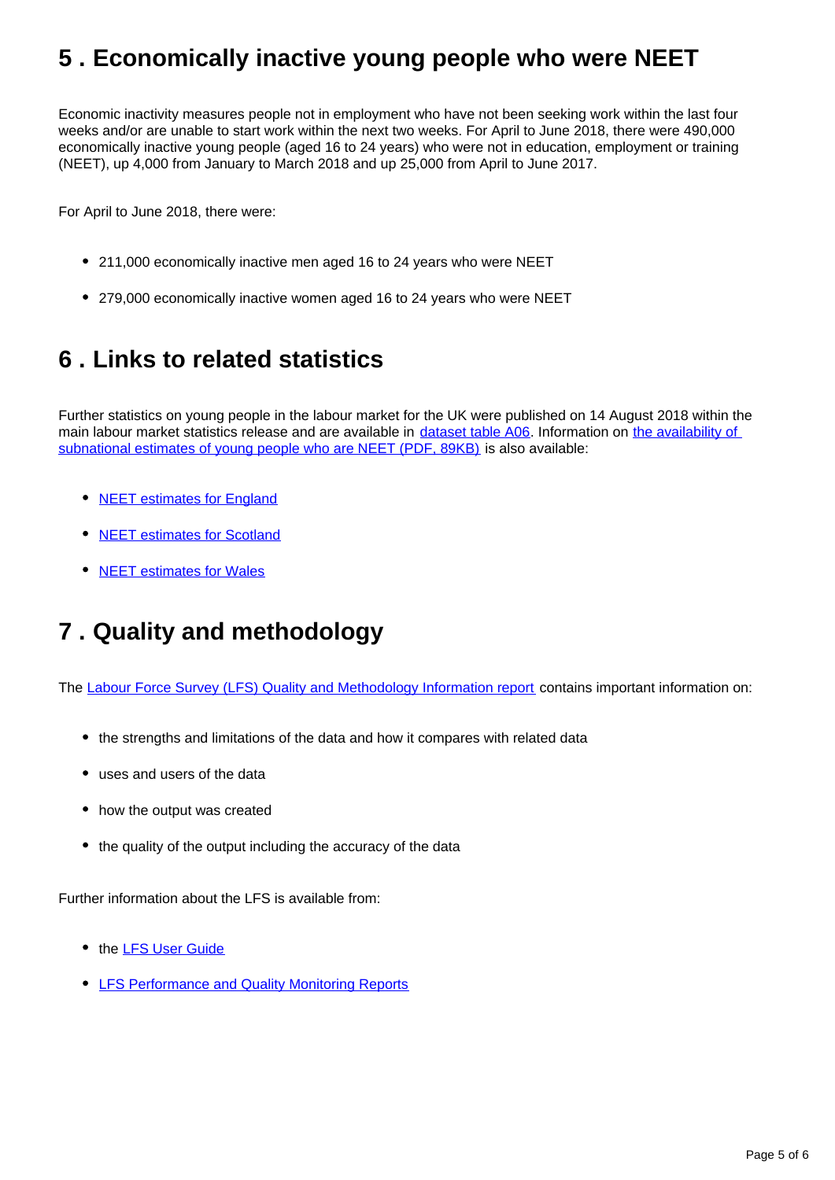## 5 . Economically inactive young people who were NEET

Economic inactivity measures people not in employment who have not been seeking work within the last four weeks and/or are unable to start work within the next two weeks. For April to June 2018, there were 490,000 economically inactive young people (aged 16 to 24 years) who were not in education, employment or training (NEET), up 4,000 from January to March 2018 and up 25,000 from April to June 2017.

For April to June 2018, there were:

- 211,000 economically inactive men aged 16 to 24 years who were NEET
- 279,000 economically inactive women aged 16 to 24 years who were NEET

## 6 . Links to related statistics

Further statistics on young people in the labour market for the UK were published on 14 August 2018 within the main labour market statistics release and are available in dataset table A06. Information on the availability of subnational estimates of young people who are NEET (PDF, 89KB) is also available:

- NEET estimates for England
- NEET estimates for Scotland
- NEET estimates for Wales

## 7 . Quality and methodology

The Labour Force Survey (LFS) Quality and Methodology Information report contains important information on:

- the strengths and limitations of the data and how it compares with related data
- uses and users of the data
- how the output was created
- the quality of the output including the accuracy of the data

Further information about the LFS is available from:

- the LFS User Guide
- LFS Performance and Quality Monitoring Reports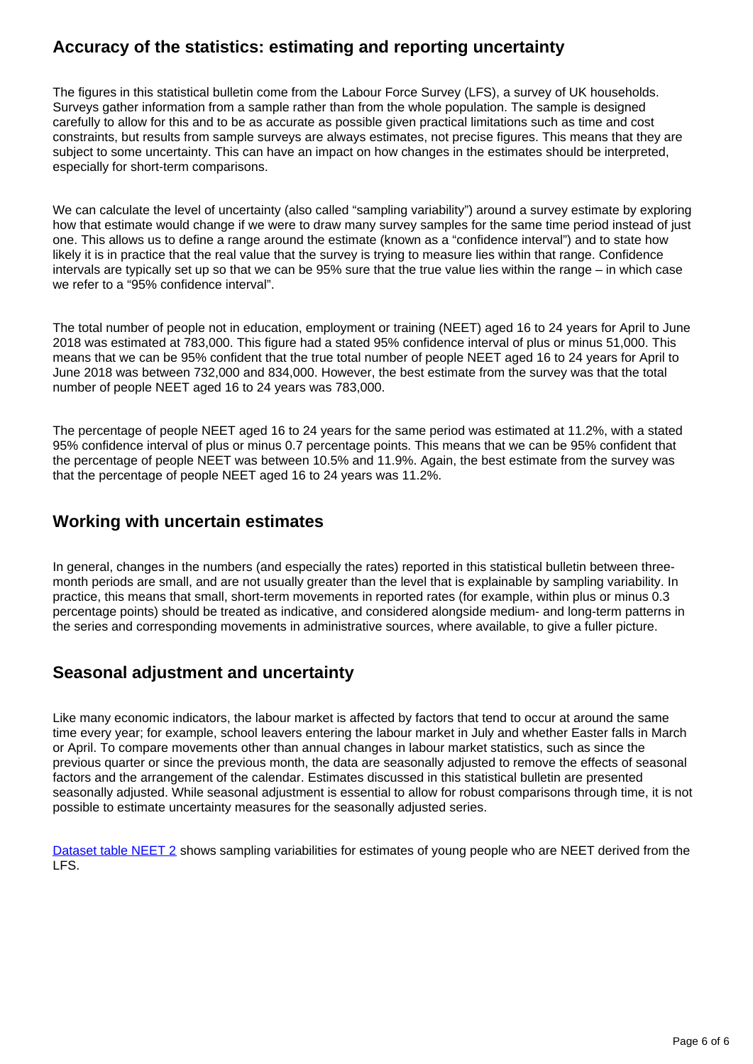## Accuracy of the statistics: estimating and reporting uncertainty

The figures in this statistical bulletin come from the Labour Force Survey (LFS), a survey of UK households. Surveys gather information from a sample rather than from the whole population. The sample is designed carefully to allow for this and to be as accurate as possible given practical limitations such as time and cost constraints, but results from sample surveys are always estimates, not precise figures. This means that they are subject to some uncertainty. This can have an impact on how changes in the estimates should be interpreted, especially for short-term comparisons.

We can calculate the level of uncertainty (also called "sampling variability") around a survey estimate by exploring how that estimate would change if we were to draw many survey samples for the same time period instead of just one. This allows us to define a range around the estimate (known as a "confidence interval") and to state how likely it is in practice that the real value that the survey is trying to measure lies within that range. Confidence intervals are typically set up so that we can be 95% sure that the true value lies within the range – in which case we refer to a "95% confidence interval".

The total number of people not in education, employment or training (NEET) aged 16 to 24 years for April to June 2018 was estimated at 783,000. This figure had a stated 95% confidence interval of plus or minus 51,000. This means that we can be 95% confident that the true total number of people NEET aged 16 to 24 years for April to June 2018 was between 732,000 and 834,000. However, the best estimate from the survey was that the total number of people NEET aged 16 to 24 years was 783,000.

The percentage of people NEET aged 16 to 24 years for the same period was estimated at 11.2%, with a stated 95% confidence interval of plus or minus 0.7 percentage points. This means that we can be 95% confident that the percentage of people NEET was between 10.5% and 11.9%. Again, the best estimate from the survey was that the percentage of people NEET aged 16 to 24 years was 11.2%.

## Working with uncertain estimates

In general, changes in the numbers (and especially the rates) reported in this statistical bulletin between three-month periods are small, and are not usually greater than the level that is explainable by sampling variability. In practice, this means that small, short-term movements in reported rates (for example, within plus or minus 0.3 percentage points) should be treated as indicative, and considered alongside medium- and long-term patterns in the series and corresponding movements in administrative sources, where available, to give a fuller picture.

## Seasonal adjustment and uncertainty

Like many economic indicators, the labour market is affected by factors that tend to occur at around the same time every year; for example, school leavers entering the labour market in July and whether Easter falls in March or April. To compare movements other than annual changes in labour market statistics, such as since the previous quarter or since the previous month, the data are seasonally adjusted to remove the effects of seasonal factors and the arrangement of the calendar. Estimates discussed in this statistical bulletin are presented seasonally adjusted. While seasonal adjustment is essential to allow for robust comparisons through time, it is not possible to estimate uncertainty measures for the seasonally adjusted series.

Dataset table NEET 2 shows sampling variabilities for estimates of young people who are NEET derived from the LFS.